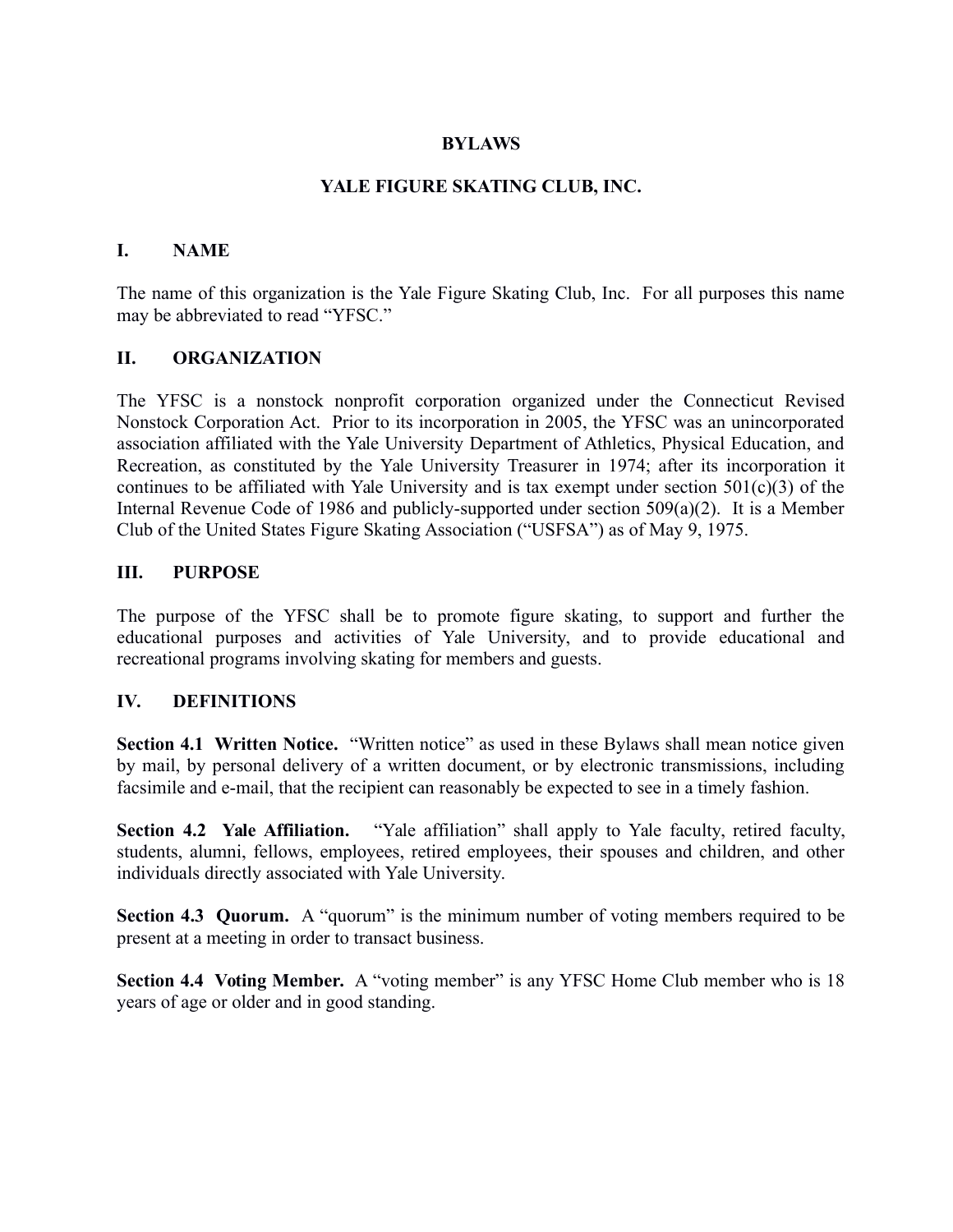# BYLAWS

# YALE FIGURE SKATING CLUB, INC.

## I. NAME

The name of this organization is the Yale Figure Skating Club, Inc. For all purposes this name may be abbreviated to read "YFSC."

## II. ORGANIZATION

The YFSC is a nonstock nonprofit corporation organized under the Connecticut Revised Nonstock Corporation Act. Prior to its incorporation in 2005, the YFSC was an unincorporated association affiliated with the Yale University Department of Athletics, Physical Education, and Recreation, as constituted by the Yale University Treasurer in 1974; after its incorporation it continues to be affiliated with Yale University and is tax exempt under section 501(c)(3) of the Internal Revenue Code of 1986 and publicly-supported under section 509(a)(2). It is a Member Club of the United States Figure Skating Association ("USFSA") as of May 9, 1975.

## III. PURPOSE

The purpose of the YFSC shall be to promote figure skating, to support and further the educational purposes and activities of Yale University, and to provide educational and recreational programs involving skating for members and guests.

## IV. DEFINITIONS

**Section 4.1 Written Notice.** "Written notice" as used in these Bylaws shall mean notice given by mail, by personal delivery of a written document, or by electronic transmissions, including facsimile and e-mail, that the recipient can reasonably be expected to see in a timely fashion.

**Section 4.2 Yale Affiliation.** "Yale affiliation" shall apply to Yale faculty, retired faculty, students, alumni, fellows, employees, retired employees, their spouses and children, and other individuals directly associated with Yale University.

**Section 4.3 Quorum.** A "quorum" is the minimum number of voting members required to be present at a meeting in order to transact business.

**Section 4.4 Voting Member.** A "voting member" is any YFSC Home Club member who is 18 years of age or older and in good standing.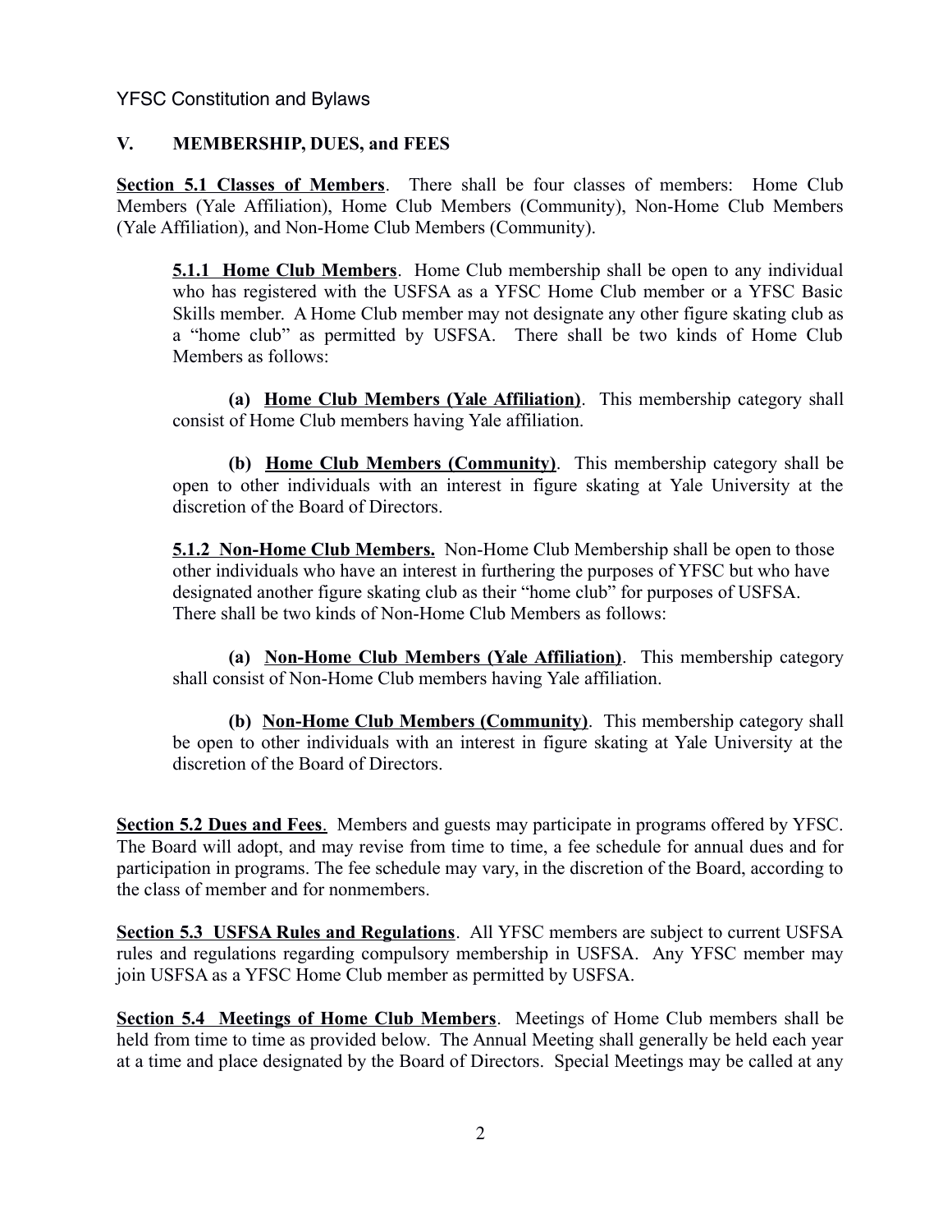## V. MEMBERSHIP, DUES, and FEES

**<u>Section 5.1 Classes of Members</u>**. There shall be four classes of members: Home Club Members (Yale Affiliation), Home Club Members (Community), Non-Home Club Members (Yale Affiliation), and Non-Home Club Members (Community).

> **<u>5.1.1 Home Club Members</u>**. Home Club membership shall be open to any individual who has registered with the USFSA as a YFSC Home Club member or a YFSC Basic Skills member. A Home Club member may not designate any other figure skating club as a "home club" as permitted by USFSA. There shall be two kinds of Home Club Members as follows:
>
> **(a) <u>Home Club Members (Yale Affiliation)</u>**. This membership category shall consist of Home Club members having Yale affiliation.
>
> **(b) <u>Home Club Members (Community)</u>**. This membership category shall be open to other individuals with an interest in figure skating at Yale University at the discretion of the Board of Directors.
>
> **<u>5.1.2 Non-Home Club Members.</u>** Non-Home Club Membership shall be open to those other individuals who have an interest in furthering the purposes of YFSC but who have designated another figure skating club as their "home club" for purposes of USFSA. There shall be two kinds of Non-Home Club Members as follows:
>
> **(a) <u>Non-Home Club Members (Yale Affiliation)</u>**. This membership category shall consist of Non-Home Club members having Yale affiliation.
>
> **(b) <u>Non-Home Club Members (Community)</u>**. This membership category shall be open to other individuals with an interest in figure skating at Yale University at the discretion of the Board of Directors.

**<u>Section 5.2 Dues and Fees</u>**. Members and guests may participate in programs offered by YFSC. The Board will adopt, and may revise from time to time, a fee schedule for annual dues and for participation in programs. The fee schedule may vary, in the discretion of the Board, according to the class of member and for nonmembers.

**<u>Section 5.3 USFSA Rules and Regulations</u>**. All YFSC members are subject to current USFSA rules and regulations regarding compulsory membership in USFSA. Any YFSC member may join USFSA as a YFSC Home Club member as permitted by USFSA.

**<u>Section 5.4 Meetings of Home Club Members</u>**. Meetings of Home Club members shall be held from time to time as provided below. The Annual Meeting shall generally be held each year at a time and place designated by the Board of Directors. Special Meetings may be called at any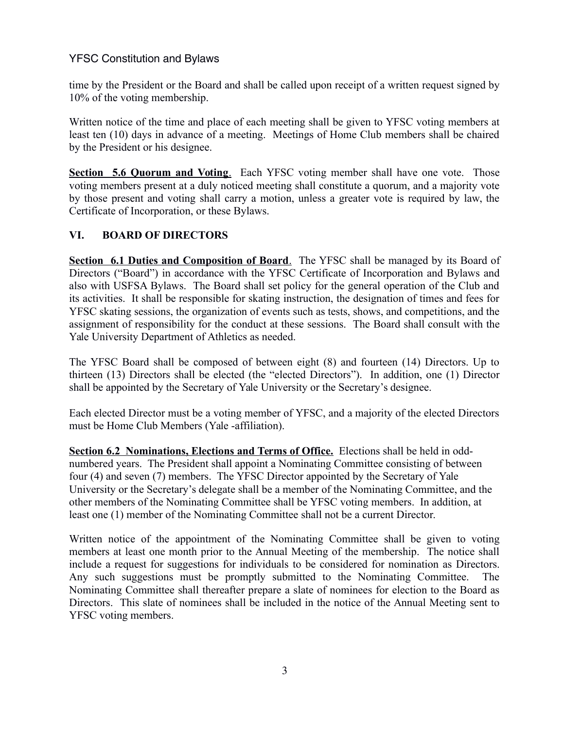time by the President or the Board and shall be called upon receipt of a written request signed by 10% of the voting membership.

Written notice of the time and place of each meeting shall be given to YFSC voting members at least ten (10) days in advance of a meeting. Meetings of Home Club members shall be chaired by the President or his designee.

**Section 5.6 Quorum and Voting**. Each YFSC voting member shall have one vote. Those voting members present at a duly noticed meeting shall constitute a quorum, and a majority vote by those present and voting shall carry a motion, unless a greater vote is required by law, the Certificate of Incorporation, or these Bylaws.

## VI. BOARD OF DIRECTORS

**Section 6.1 Duties and Composition of Board**. The YFSC shall be managed by its Board of Directors ("Board") in accordance with the YFSC Certificate of Incorporation and Bylaws and also with USFSA Bylaws. The Board shall set policy for the general operation of the Club and its activities. It shall be responsible for skating instruction, the designation of times and fees for YFSC skating sessions, the organization of events such as tests, shows, and competitions, and the assignment of responsibility for the conduct at these sessions. The Board shall consult with the Yale University Department of Athletics as needed.

The YFSC Board shall be composed of between eight (8) and fourteen (14) Directors. Up to thirteen (13) Directors shall be elected (the "elected Directors"). In addition, one (1) Director shall be appointed by the Secretary of Yale University or the Secretary's designee.

Each elected Director must be a voting member of YFSC, and a majority of the elected Directors must be Home Club Members (Yale -affiliation).

**Section 6.2 Nominations, Elections and Terms of Office.** Elections shall be held in odd-numbered years. The President shall appoint a Nominating Committee consisting of between four (4) and seven (7) members. The YFSC Director appointed by the Secretary of Yale University or the Secretary's delegate shall be a member of the Nominating Committee, and the other members of the Nominating Committee shall be YFSC voting members. In addition, at least one (1) member of the Nominating Committee shall not be a current Director.

Written notice of the appointment of the Nominating Committee shall be given to voting members at least one month prior to the Annual Meeting of the membership. The notice shall include a request for suggestions for individuals to be considered for nomination as Directors. Any such suggestions must be promptly submitted to the Nominating Committee. The Nominating Committee shall thereafter prepare a slate of nominees for election to the Board as Directors. This slate of nominees shall be included in the notice of the Annual Meeting sent to YFSC voting members.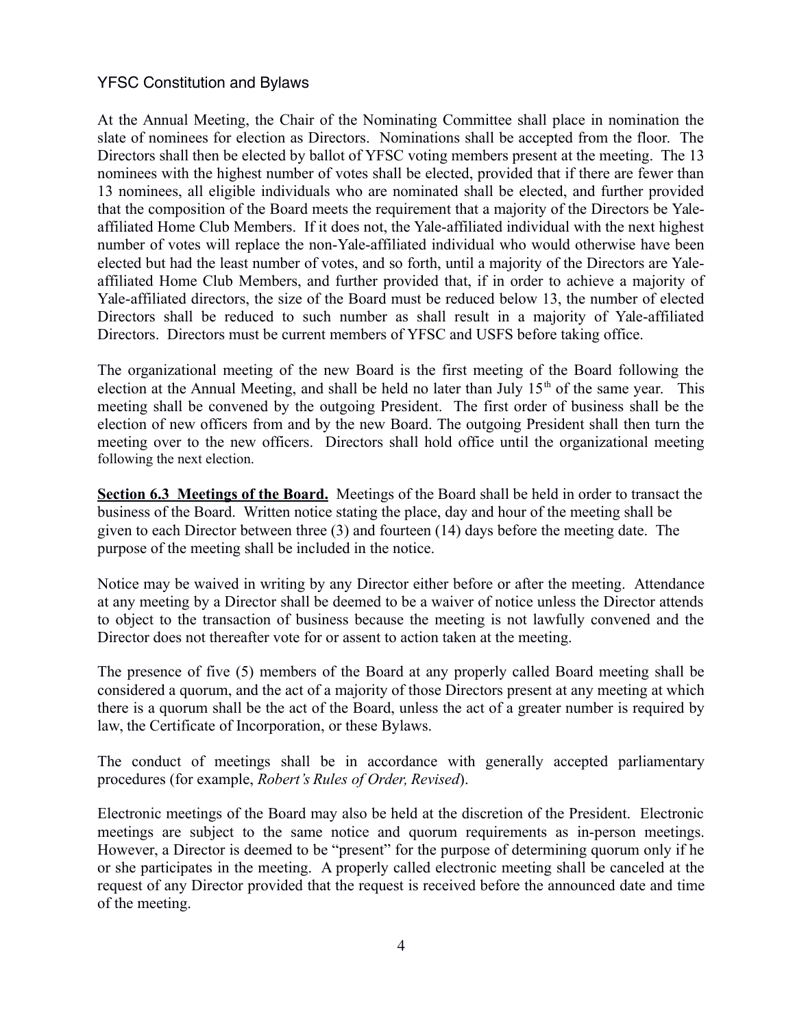At the Annual Meeting, the Chair of the Nominating Committee shall place in nomination the slate of nominees for election as Directors. Nominations shall be accepted from the floor. The Directors shall then be elected by ballot of YFSC voting members present at the meeting. The 13 nominees with the highest number of votes shall be elected, provided that if there are fewer than 13 nominees, all eligible individuals who are nominated shall be elected, and further provided that the composition of the Board meets the requirement that a majority of the Directors be Yale-affiliated Home Club Members. If it does not, the Yale-affiliated individual with the next highest number of votes will replace the non-Yale-affiliated individual who would otherwise have been elected but had the least number of votes, and so forth, until a majority of the Directors are Yale-affiliated Home Club Members, and further provided that, if in order to achieve a majority of Yale-affiliated directors, the size of the Board must be reduced below 13, the number of elected Directors shall be reduced to such number as shall result in a majority of Yale-affiliated Directors. Directors must be current members of YFSC and USFS before taking office.

The organizational meeting of the new Board is the first meeting of the Board following the election at the Annual Meeting, and shall be held no later than July 15th of the same year. This meeting shall be convened by the outgoing President. The first order of business shall be the election of new officers from and by the new Board. The outgoing President shall then turn the meeting over to the new officers. Directors shall hold office until the organizational meeting following the next election.

**Section 6.3 Meetings of the Board.** Meetings of the Board shall be held in order to transact the business of the Board. Written notice stating the place, day and hour of the meeting shall be given to each Director between three (3) and fourteen (14) days before the meeting date. The purpose of the meeting shall be included in the notice.

Notice may be waived in writing by any Director either before or after the meeting. Attendance at any meeting by a Director shall be deemed to be a waiver of notice unless the Director attends to object to the transaction of business because the meeting is not lawfully convened and the Director does not thereafter vote for or assent to action taken at the meeting.

The presence of five (5) members of the Board at any properly called Board meeting shall be considered a quorum, and the act of a majority of those Directors present at any meeting at which there is a quorum shall be the act of the Board, unless the act of a greater number is required by law, the Certificate of Incorporation, or these Bylaws.

The conduct of meetings shall be in accordance with generally accepted parliamentary procedures (for example, *Robert's Rules of Order, Revised*).

Electronic meetings of the Board may also be held at the discretion of the President. Electronic meetings are subject to the same notice and quorum requirements as in-person meetings. However, a Director is deemed to be "present" for the purpose of determining quorum only if he or she participates in the meeting. A properly called electronic meeting shall be canceled at the request of any Director provided that the request is received before the announced date and time of the meeting.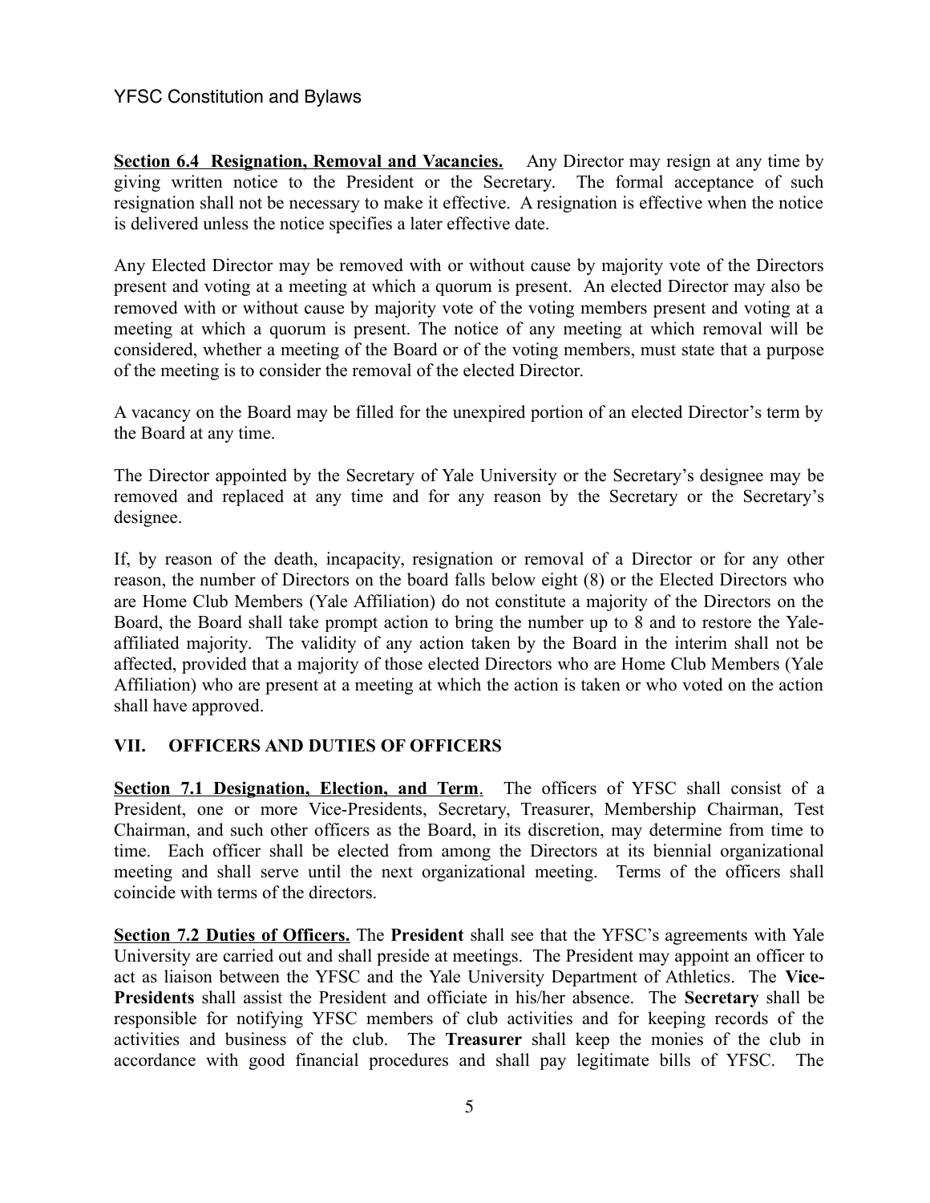**<u>Section 6.4 Resignation, Removal and Vacancies.</u>** Any Director may resign at any time by giving written notice to the President or the Secretary. The formal acceptance of such resignation shall not be necessary to make it effective. A resignation is effective when the notice is delivered unless the notice specifies a later effective date.

Any Elected Director may be removed with or without cause by majority vote of the Directors present and voting at a meeting at which a quorum is present. An elected Director may also be removed with or without cause by majority vote of the voting members present and voting at a meeting at which a quorum is present. The notice of any meeting at which removal will be considered, whether a meeting of the Board or of the voting members, must state that a purpose of the meeting is to consider the removal of the elected Director.

A vacancy on the Board may be filled for the unexpired portion of an elected Director's term by the Board at any time.

The Director appointed by the Secretary of Yale University or the Secretary's designee may be removed and replaced at any time and for any reason by the Secretary or the Secretary's designee.

If, by reason of the death, incapacity, resignation or removal of a Director or for any other reason, the number of Directors on the board falls below eight (8) or the Elected Directors who are Home Club Members (Yale Affiliation) do not constitute a majority of the Directors on the Board, the Board shall take prompt action to bring the number up to 8 and to restore the Yale-affiliated majority. The validity of any action taken by the Board in the interim shall not be affected, provided that a majority of those elected Directors who are Home Club Members (Yale Affiliation) who are present at a meeting at which the action is taken or who voted on the action shall have approved.

## VII. OFFICERS AND DUTIES OF OFFICERS

**<u>Section 7.1 Designation, Election, and Term</u>**. The officers of YFSC shall consist of a President, one or more Vice-Presidents, Secretary, Treasurer, Membership Chairman, Test Chairman, and such other officers as the Board, in its discretion, may determine from time to time. Each officer shall be elected from among the Directors at its biennial organizational meeting and shall serve until the next organizational meeting. Terms of the officers shall coincide with terms of the directors.

**<u>Section 7.2 Duties of Officers.</u>** The **President** shall see that the YFSC's agreements with Yale University are carried out and shall preside at meetings. The President may appoint an officer to act as liaison between the YFSC and the Yale University Department of Athletics. The **Vice-Presidents** shall assist the President and officiate in his/her absence. The **Secretary** shall be responsible for notifying YFSC members of club activities and for keeping records of the activities and business of the club. The **Treasurer** shall keep the monies of the club in accordance with good financial procedures and shall pay legitimate bills of YFSC. The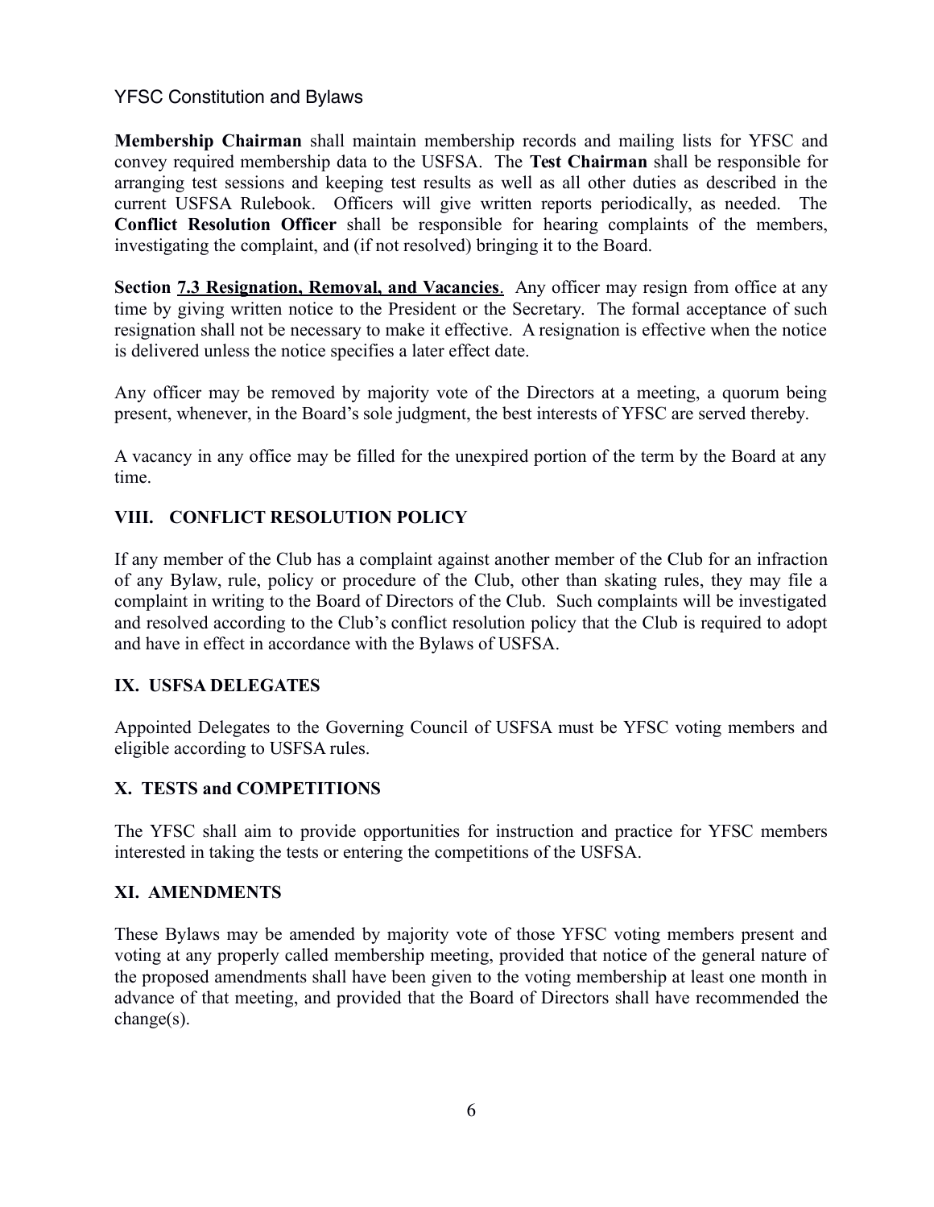**Membership Chairman** shall maintain membership records and mailing lists for YFSC and convey required membership data to the USFSA. The **Test Chairman** shall be responsible for arranging test sessions and keeping test results as well as all other duties as described in the current USFSA Rulebook. Officers will give written reports periodically, as needed. The **Conflict Resolution Officer** shall be responsible for hearing complaints of the members, investigating the complaint, and (if not resolved) bringing it to the Board.

**Section <u>7.3 Resignation, Removal, and Vacancies</u>**. Any officer may resign from office at any time by giving written notice to the President or the Secretary. The formal acceptance of such resignation shall not be necessary to make it effective. A resignation is effective when the notice is delivered unless the notice specifies a later effect date.

Any officer may be removed by majority vote of the Directors at a meeting, a quorum being present, whenever, in the Board's sole judgment, the best interests of YFSC are served thereby.

A vacancy in any office may be filled for the unexpired portion of the term by the Board at any time.

## VIII. CONFLICT RESOLUTION POLICY

If any member of the Club has a complaint against another member of the Club for an infraction of any Bylaw, rule, policy or procedure of the Club, other than skating rules, they may file a complaint in writing to the Board of Directors of the Club. Such complaints will be investigated and resolved according to the Club's conflict resolution policy that the Club is required to adopt and have in effect in accordance with the Bylaws of USFSA.

## IX. USFSA DELEGATES

Appointed Delegates to the Governing Council of USFSA must be YFSC voting members and eligible according to USFSA rules.

## X. TESTS and COMPETITIONS

The YFSC shall aim to provide opportunities for instruction and practice for YFSC members interested in taking the tests or entering the competitions of the USFSA.

## XI. AMENDMENTS

These Bylaws may be amended by majority vote of those YFSC voting members present and voting at any properly called membership meeting, provided that notice of the general nature of the proposed amendments shall have been given to the voting membership at least one month in advance of that meeting, and provided that the Board of Directors shall have recommended the change(s).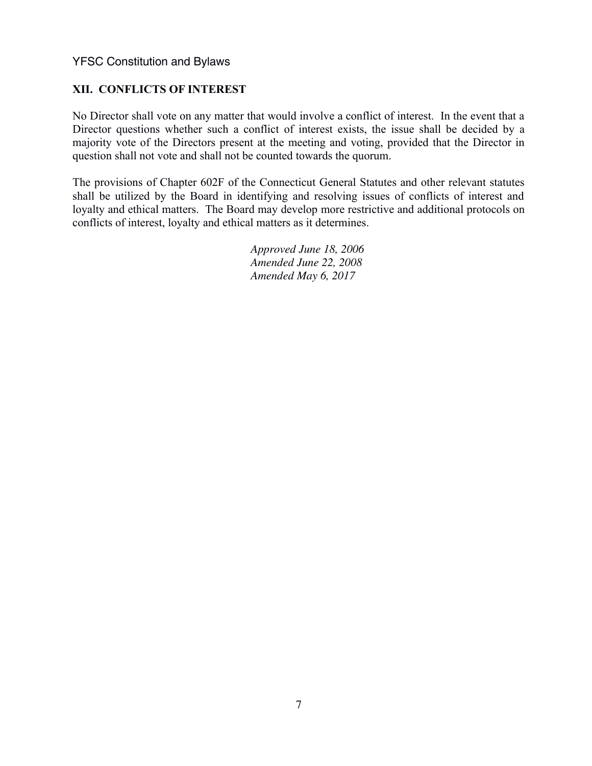## XII. CONFLICTS OF INTEREST

No Director shall vote on any matter that would involve a conflict of interest. In the event that a Director questions whether such a conflict of interest exists, the issue shall be decided by a majority vote of the Directors present at the meeting and voting, provided that the Director in question shall not vote and shall not be counted towards the quorum.

The provisions of Chapter 602F of the Connecticut General Statutes and other relevant statutes shall be utilized by the Board in identifying and resolving issues of conflicts of interest and loyalty and ethical matters. The Board may develop more restrictive and additional protocols on conflicts of interest, loyalty and ethical matters as it determines.

*Approved June 18, 2006*
*Amended June 22, 2008*
*Amended May 6, 2017*